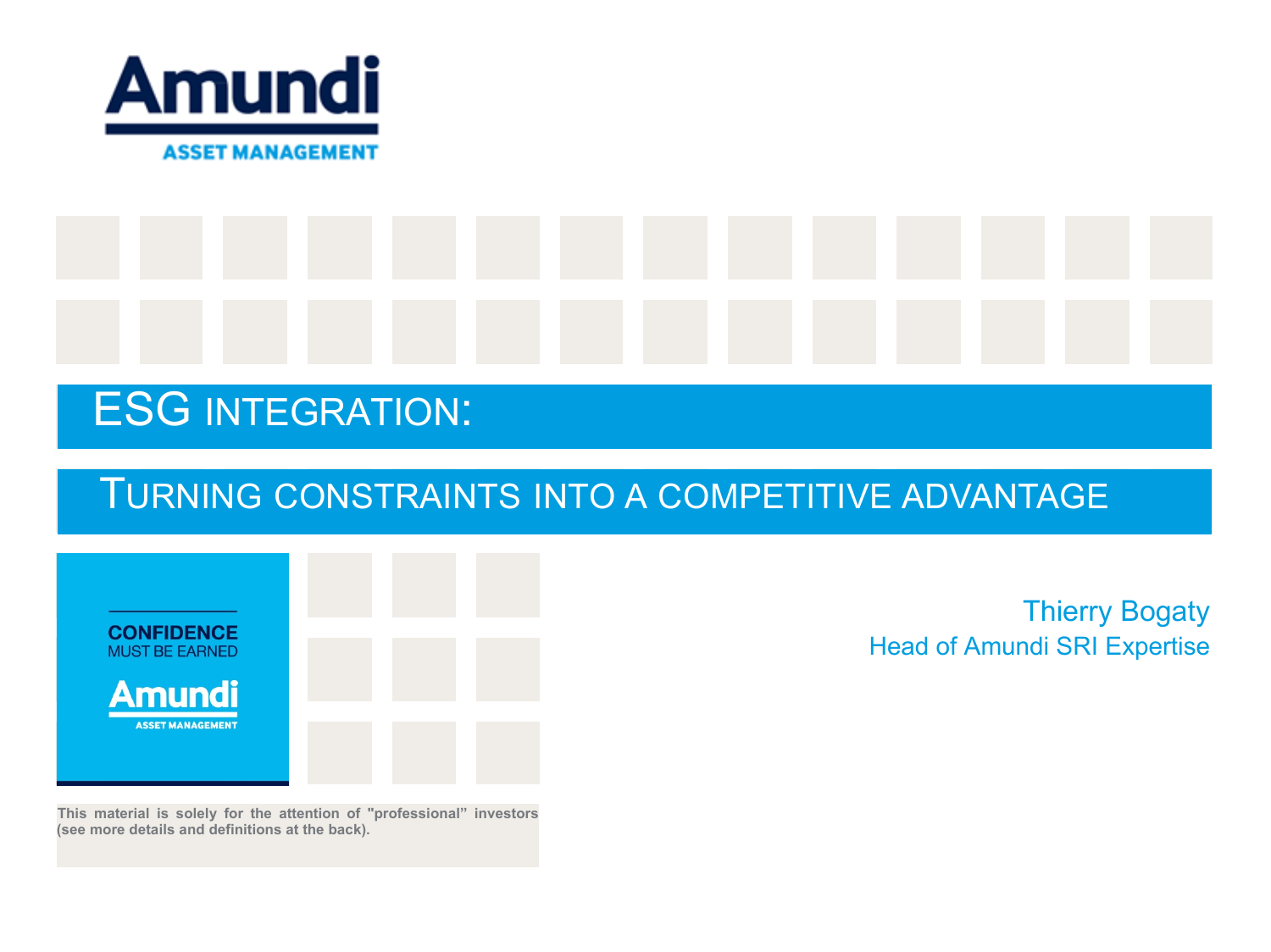Amundi
ASSET MANAGEMENT

# ESG INTEGRATION:

## TURNING CONSTRAINTS INTO A COMPETITIVE ADVANTAGE

CONFIDENCE
MUST BE EARNED
Amundi
ASSET MANAGEMENT

Thierry Bogaty
Head of Amundi SRI Expertise

**This material is solely for the attention of "professional" investors (see more details and definitions at the back).**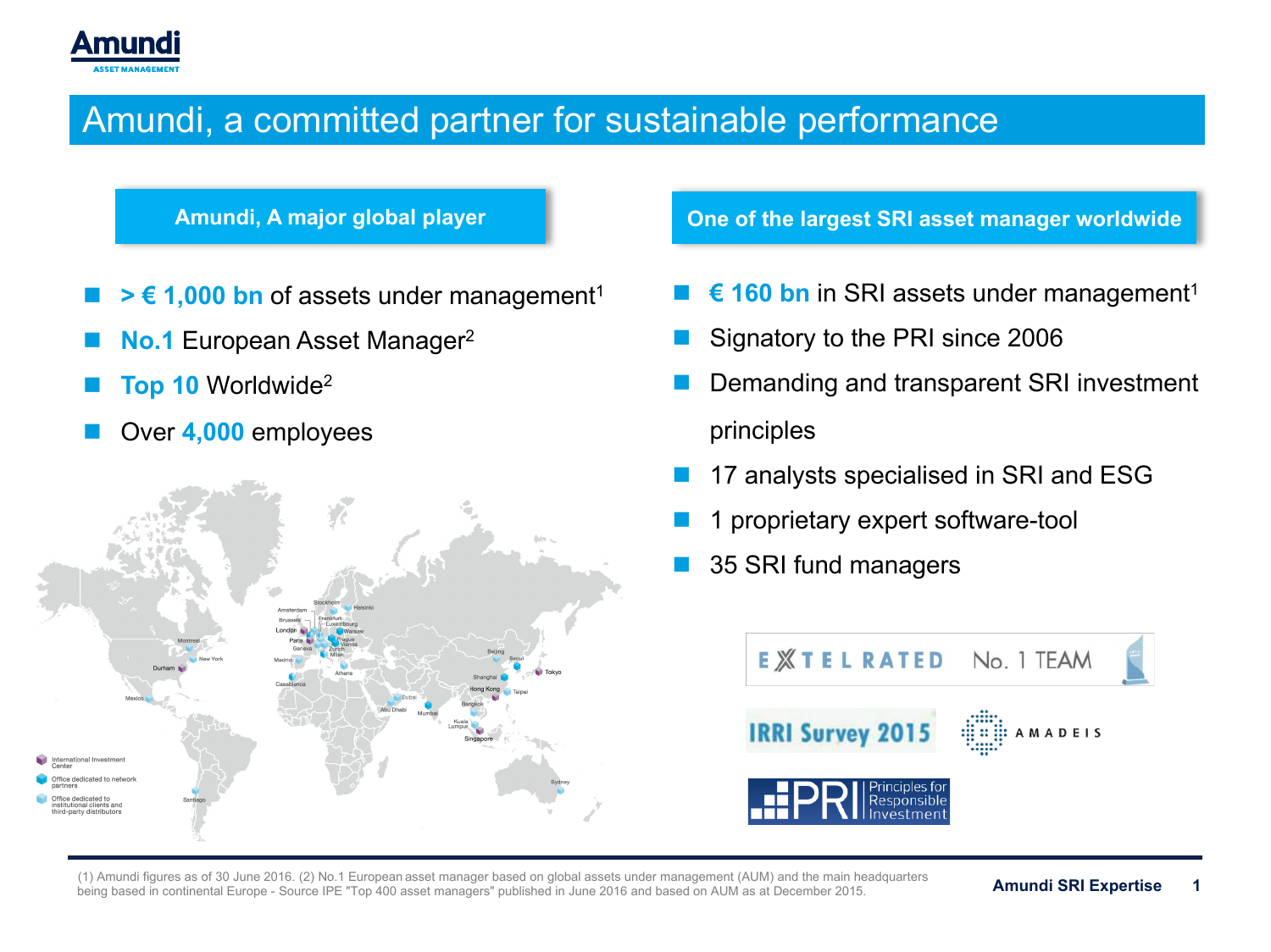# Amundi, a committed partner for sustainable performance

## Amundi, A major global player

- **> € 1,000 bn** of assets under management[1]
- **No.1** European Asset Manager[2]
- **Top 10** Worldwide[2]
- Over **4,000** employees

International Investment Center
Office dedicated to network partners
Office dedicated to institutional clients and third-party distributors

## One of the largest SRI asset manager worldwide

- **€ 160 bn** in SRI assets under management[1]
- Signatory to the PRI since 2006
- Demanding and transparent SRI investment principles
- 17 analysts specialised in SRI and ESG
- 1 proprietary expert software-tool
- 35 SRI fund managers

EXTEL RATED No. 1 TEAM

IRRI Survey 2015

AMADEIS

PRI Principles for Responsible Investment

(1) Amundi figures as of 30 June 2016. (2) No.1 European asset manager based on global assets under management (AUM) and the main headquarters being based in continental Europe - Source IPE "Top 400 asset managers" published in June 2016 and based on AUM as at December 2015.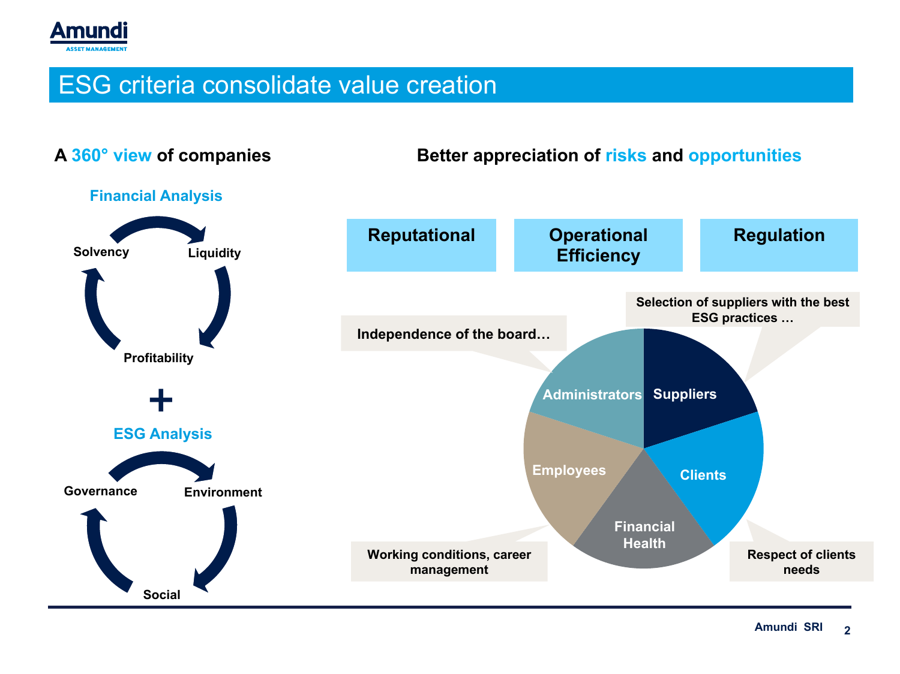# ESG criteria consolidate value creation

## A 360° view of companies

**Financial Analysis**

- Solvency
- Liquidity
- Profitability

**+**

**ESG Analysis**

- Governance
- Environment
- Social

## Better appreciation of risks and opportunities

**Reputational** | **Operational Efficiency** | **Regulation**

- **Administrators**: Independence of the board…
- **Suppliers**: Selection of suppliers with the best ESG practices …
- **Clients**: Respect of clients needs
- **Financial Health**
- **Employees**: Working conditions, career management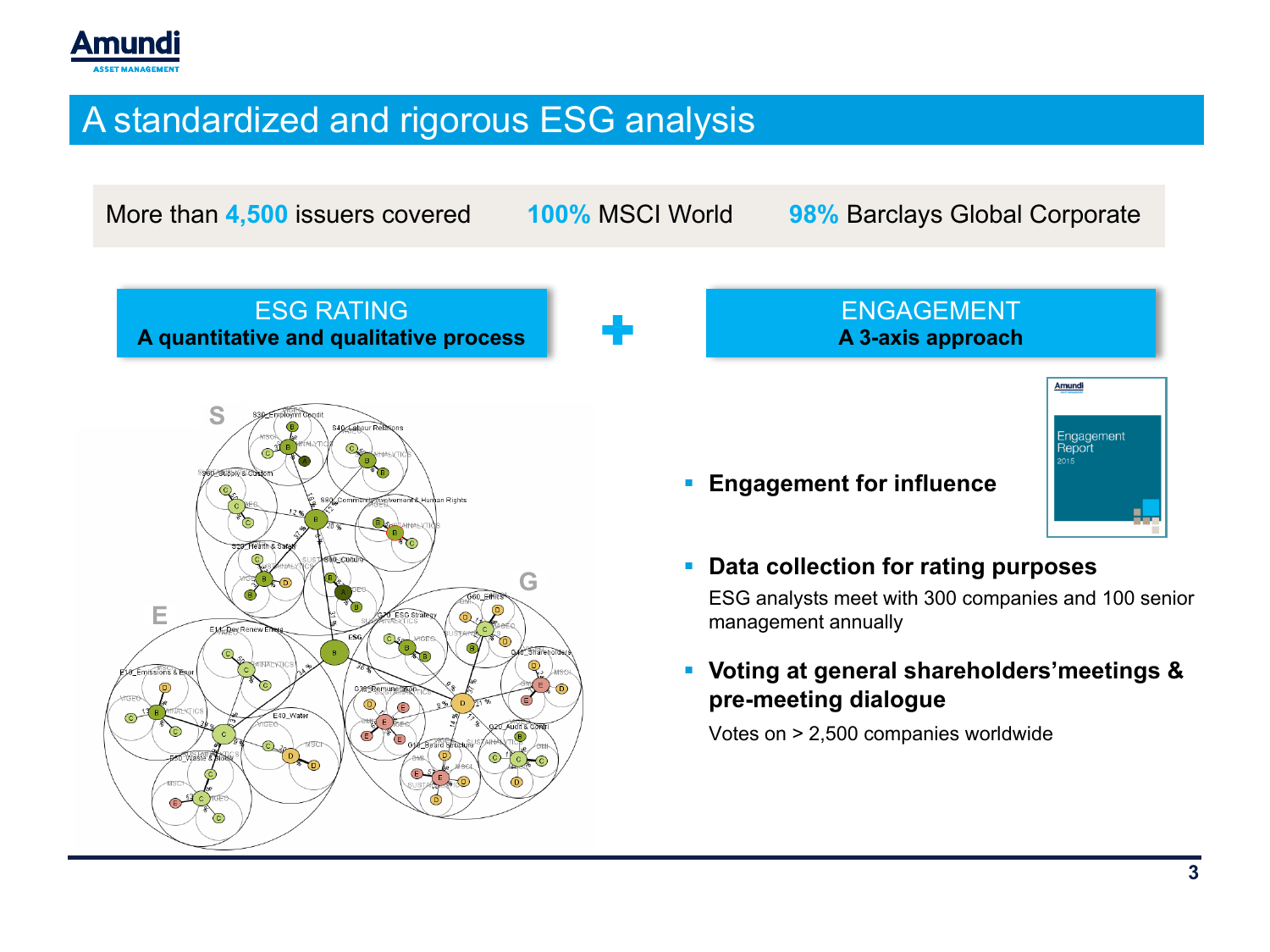# A standardized and rigorous ESG analysis

More than **4,500** issuers covered    **100%** MSCI World    **98%** Barclays Global Corporate

## ESG RATING
**A quantitative and qualitative process**

## ENGAGEMENT
**A 3-axis approach**

- **Engagement for influence**
- **Data collection for rating purposes**
  ESG analysts meet with 300 companies and 100 senior management annually
- **Voting at general shareholders'meetings & pre-meeting dialogue**
  Votes on > 2,500 companies worldwide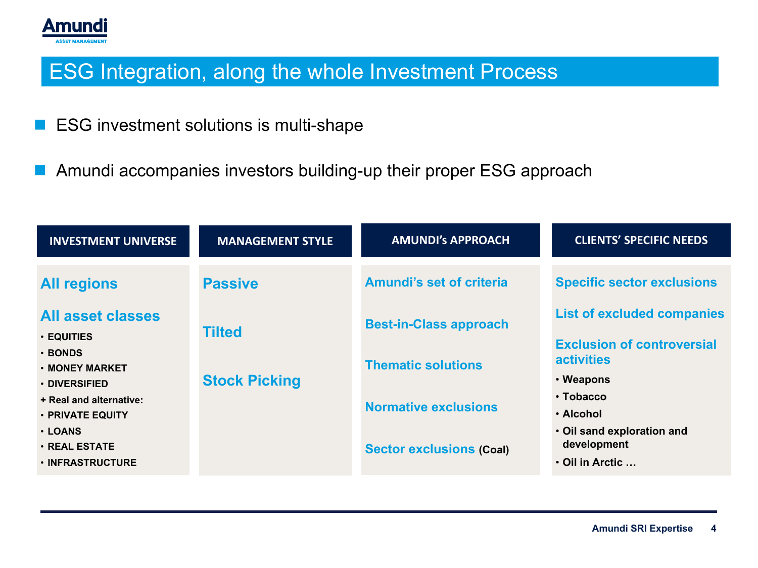# ESG Integration, along the whole Investment Process

- ESG investment solutions is multi-shape
- Amundi accompanies investors building-up their proper ESG approach

| INVESTMENT UNIVERSE | MANAGEMENT STYLE | AMUNDI's APPROACH | CLIENTS' SPECIFIC NEEDS |
|---|---|---|---|
| **All regions**<br><br>**All asset classes**<br>• **EQUITIES**<br>• **BONDS**<br>• **MONEY MARKET**<br>• **DIVERSIFIED**<br>**+ Real and alternative:**<br>• **PRIVATE EQUITY**<br>• **LOANS**<br>• **REAL ESTATE**<br>• **INFRASTRUCTURE** | **Passive**<br><br>**Tilted**<br><br>**Stock Picking** | **Amundi's set of criteria**<br><br>**Best-in-Class approach**<br><br>**Thematic solutions**<br><br>**Normative exclusions**<br><br>**Sector exclusions** **(Coal)** | **Specific sector exclusions**<br><br>**List of excluded companies**<br><br>**Exclusion of controversial activities**<br>• **Weapons**<br>• **Tobacco**<br>• **Alcohol**<br>• **Oil sand exploration and development**<br>• **Oil in Arctic …** |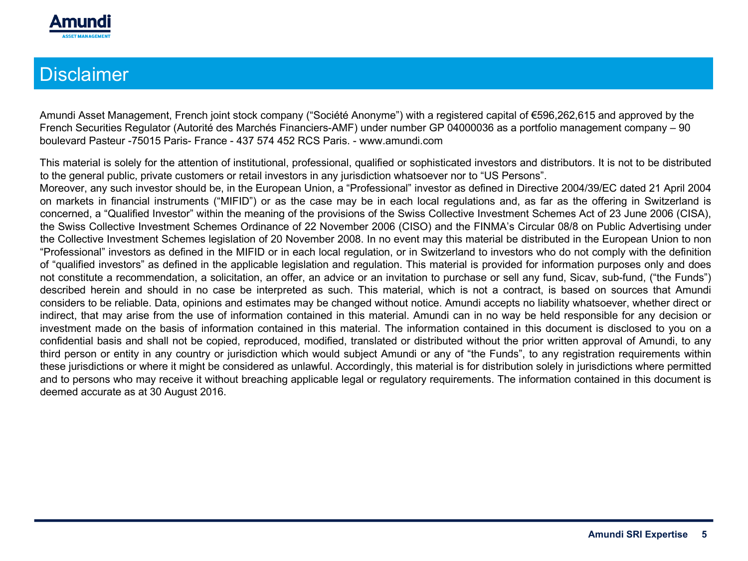# Disclaimer

Amundi Asset Management, French joint stock company ("Société Anonyme") with a registered capital of €596,262,615 and approved by the French Securities Regulator (Autorité des Marchés Financiers-AMF) under number GP 04000036 as a portfolio management company – 90 boulevard Pasteur -75015 Paris- France - 437 574 452 RCS Paris. - www.amundi.com

This material is solely for the attention of institutional, professional, qualified or sophisticated investors and distributors. It is not to be distributed to the general public, private customers or retail investors in any jurisdiction whatsoever nor to "US Persons".
Moreover, any such investor should be, in the European Union, a "Professional" investor as defined in Directive 2004/39/EC dated 21 April 2004 on markets in financial instruments ("MIFID") or as the case may be in each local regulations and, as far as the offering in Switzerland is concerned, a "Qualified Investor" within the meaning of the provisions of the Swiss Collective Investment Schemes Act of 23 June 2006 (CISA), the Swiss Collective Investment Schemes Ordinance of 22 November 2006 (CISO) and the FINMA's Circular 08/8 on Public Advertising under the Collective Investment Schemes legislation of 20 November 2008. In no event may this material be distributed in the European Union to non "Professional" investors as defined in the MIFID or in each local regulation, or in Switzerland to investors who do not comply with the definition of "qualified investors" as defined in the applicable legislation and regulation. This material is provided for information purposes only and does not constitute a recommendation, a solicitation, an offer, an advice or an invitation to purchase or sell any fund, Sicav, sub-fund, ("the Funds") described herein and should in no case be interpreted as such. This material, which is not a contract, is based on sources that Amundi considers to be reliable. Data, opinions and estimates may be changed without notice. Amundi accepts no liability whatsoever, whether direct or indirect, that may arise from the use of information contained in this material. Amundi can in no way be held responsible for any decision or investment made on the basis of information contained in this material. The information contained in this document is disclosed to you on a confidential basis and shall not be copied, reproduced, modified, translated or distributed without the prior written approval of Amundi, to any third person or entity in any country or jurisdiction which would subject Amundi or any of "the Funds", to any registration requirements within these jurisdictions or where it might be considered as unlawful. Accordingly, this material is for distribution solely in jurisdictions where permitted and to persons who may receive it without breaching applicable legal or regulatory requirements. The information contained in this document is deemed accurate as at 30 August 2016.